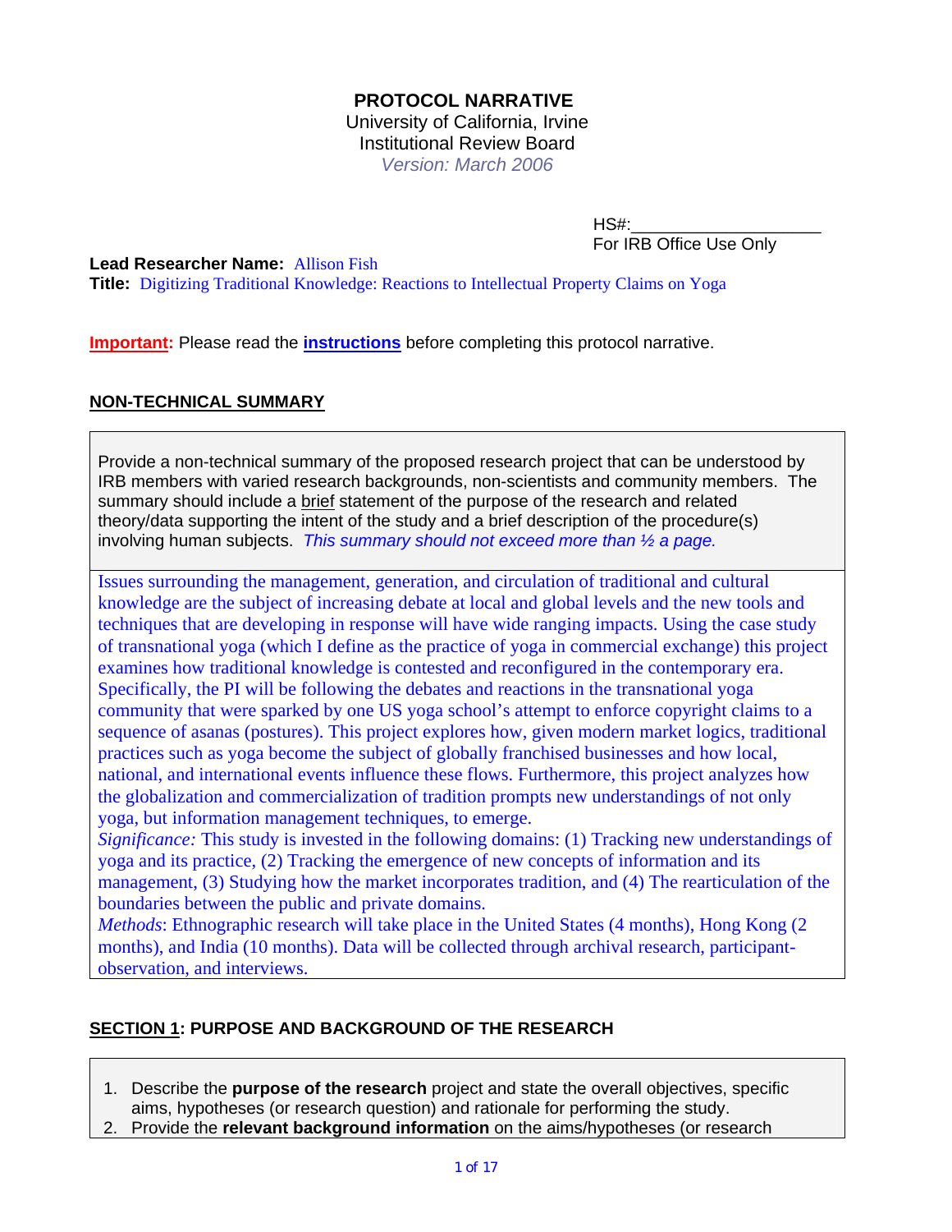**PROTOCOL NARRATIVE**
University of California, Irvine
Institutional Review Board
*Version: March 2006*

HS#:____________________
For IRB Office Use Only

**Lead Researcher Name:** Allison Fish
**Title:** Digitizing Traditional Knowledge: Reactions to Intellectual Property Claims on Yoga

**Important:** Please read the **instructions** before completing this protocol narrative.

## NON-TECHNICAL SUMMARY

Provide a non-technical summary of the proposed research project that can be understood by IRB members with varied research backgrounds, non-scientists and community members. The summary should include a brief statement of the purpose of the research and related theory/data supporting the intent of the study and a brief description of the procedure(s) involving human subjects. *This summary should not exceed more than ½ a page.*

Issues surrounding the management, generation, and circulation of traditional and cultural knowledge are the subject of increasing debate at local and global levels and the new tools and techniques that are developing in response will have wide ranging impacts. Using the case study of transnational yoga (which I define as the practice of yoga in commercial exchange) this project examines how traditional knowledge is contested and reconfigured in the contemporary era. Specifically, the PI will be following the debates and reactions in the transnational yoga community that were sparked by one US yoga school's attempt to enforce copyright claims to a sequence of asanas (postures). This project explores how, given modern market logics, traditional practices such as yoga become the subject of globally franchised businesses and how local, national, and international events influence these flows. Furthermore, this project analyzes how the globalization and commercialization of tradition prompts new understandings of not only yoga, but information management techniques, to emerge.
*Significance:* This study is invested in the following domains: (1) Tracking new understandings of yoga and its practice, (2) Tracking the emergence of new concepts of information and its management, (3) Studying how the market incorporates tradition, and (4) The rearticulation of the boundaries between the public and private domains.
*Methods*: Ethnographic research will take place in the United States (4 months), Hong Kong (2 months), and India (10 months). Data will be collected through archival research, participant-observation, and interviews.

## SECTION 1: PURPOSE AND BACKGROUND OF THE RESEARCH

1. Describe the **purpose of the research** project and state the overall objectives, specific aims, hypotheses (or research question) and rationale for performing the study.
2. Provide the **relevant background information** on the aims/hypotheses (or research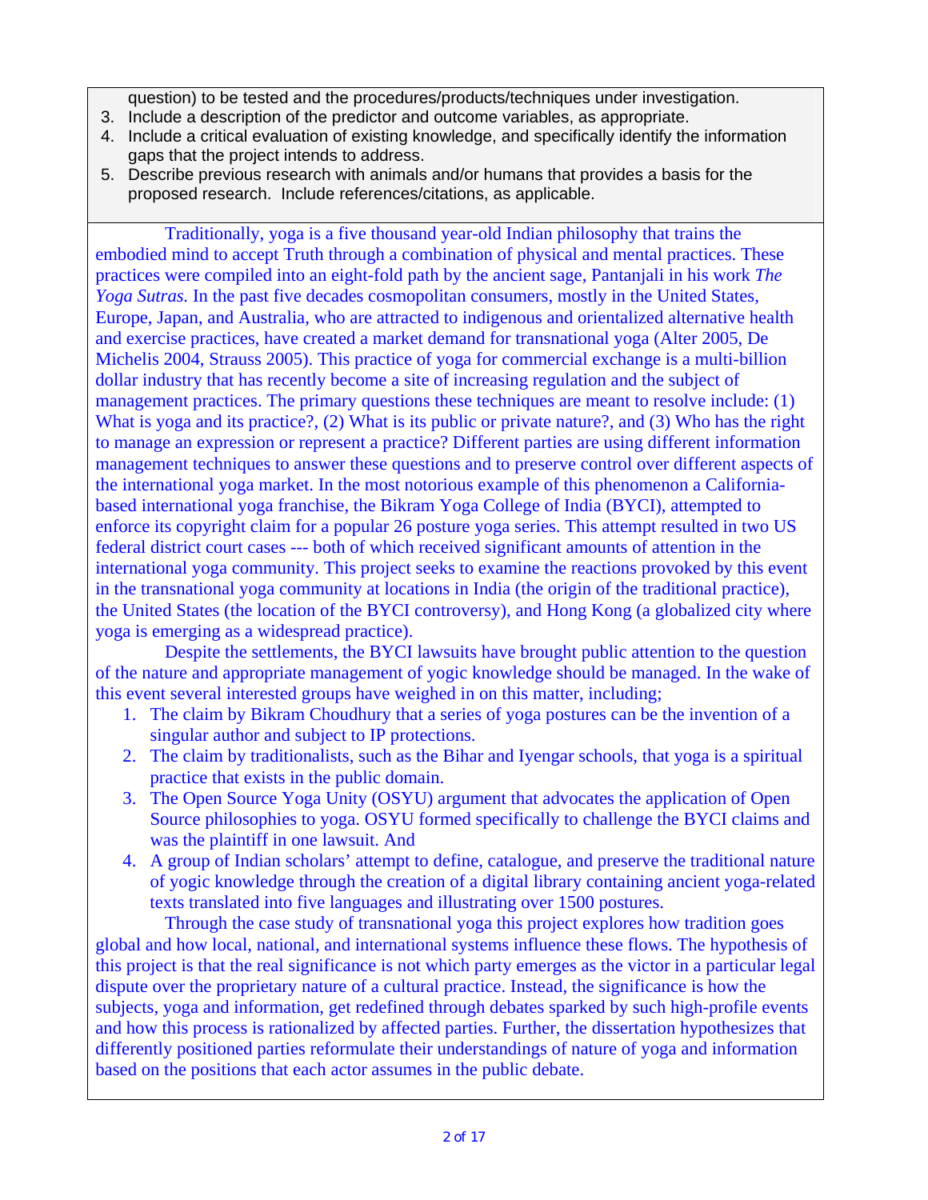question) to be tested and the procedures/products/techniques under investigation.
3. Include a description of the predictor and outcome variables, as appropriate.
4. Include a critical evaluation of existing knowledge, and specifically identify the information gaps that the project intends to address.
5. Describe previous research with animals and/or humans that provides a basis for the proposed research. Include references/citations, as applicable.

Traditionally, yoga is a five thousand year-old Indian philosophy that trains the embodied mind to accept Truth through a combination of physical and mental practices. These practices were compiled into an eight-fold path by the ancient sage, Pantanjali in his work *The Yoga Sutras.* In the past five decades cosmopolitan consumers, mostly in the United States, Europe, Japan, and Australia, who are attracted to indigenous and orientalized alternative health and exercise practices, have created a market demand for transnational yoga (Alter 2005, De Michelis 2004, Strauss 2005). This practice of yoga for commercial exchange is a multi-billion dollar industry that has recently become a site of increasing regulation and the subject of management practices. The primary questions these techniques are meant to resolve include: (1) What is yoga and its practice?, (2) What is its public or private nature?, and (3) Who has the right to manage an expression or represent a practice? Different parties are using different information management techniques to answer these questions and to preserve control over different aspects of the international yoga market. In the most notorious example of this phenomenon a California-based international yoga franchise, the Bikram Yoga College of India (BYCI), attempted to enforce its copyright claim for a popular 26 posture yoga series. This attempt resulted in two US federal district court cases --- both of which received significant amounts of attention in the international yoga community. This project seeks to examine the reactions provoked by this event in the transnational yoga community at locations in India (the origin of the traditional practice), the United States (the location of the BYCI controversy), and Hong Kong (a globalized city where yoga is emerging as a widespread practice).

Despite the settlements, the BYCI lawsuits have brought public attention to the question of the nature and appropriate management of yogic knowledge should be managed. In the wake of this event several interested groups have weighed in on this matter, including;

1. The claim by Bikram Choudhury that a series of yoga postures can be the invention of a singular author and subject to IP protections.
2. The claim by traditionalists, such as the Bihar and Iyengar schools, that yoga is a spiritual practice that exists in the public domain.
3. The Open Source Yoga Unity (OSYU) argument that advocates the application of Open Source philosophies to yoga. OSYU formed specifically to challenge the BYCI claims and was the plaintiff in one lawsuit. And
4. A group of Indian scholars' attempt to define, catalogue, and preserve the traditional nature of yogic knowledge through the creation of a digital library containing ancient yoga-related texts translated into five languages and illustrating over 1500 postures.

Through the case study of transnational yoga this project explores how tradition goes global and how local, national, and international systems influence these flows. The hypothesis of this project is that the real significance is not which party emerges as the victor in a particular legal dispute over the proprietary nature of a cultural practice. Instead, the significance is how the subjects, yoga and information, get redefined through debates sparked by such high-profile events and how this process is rationalized by affected parties. Further, the dissertation hypothesizes that differently positioned parties reformulate their understandings of nature of yoga and information based on the positions that each actor assumes in the public debate.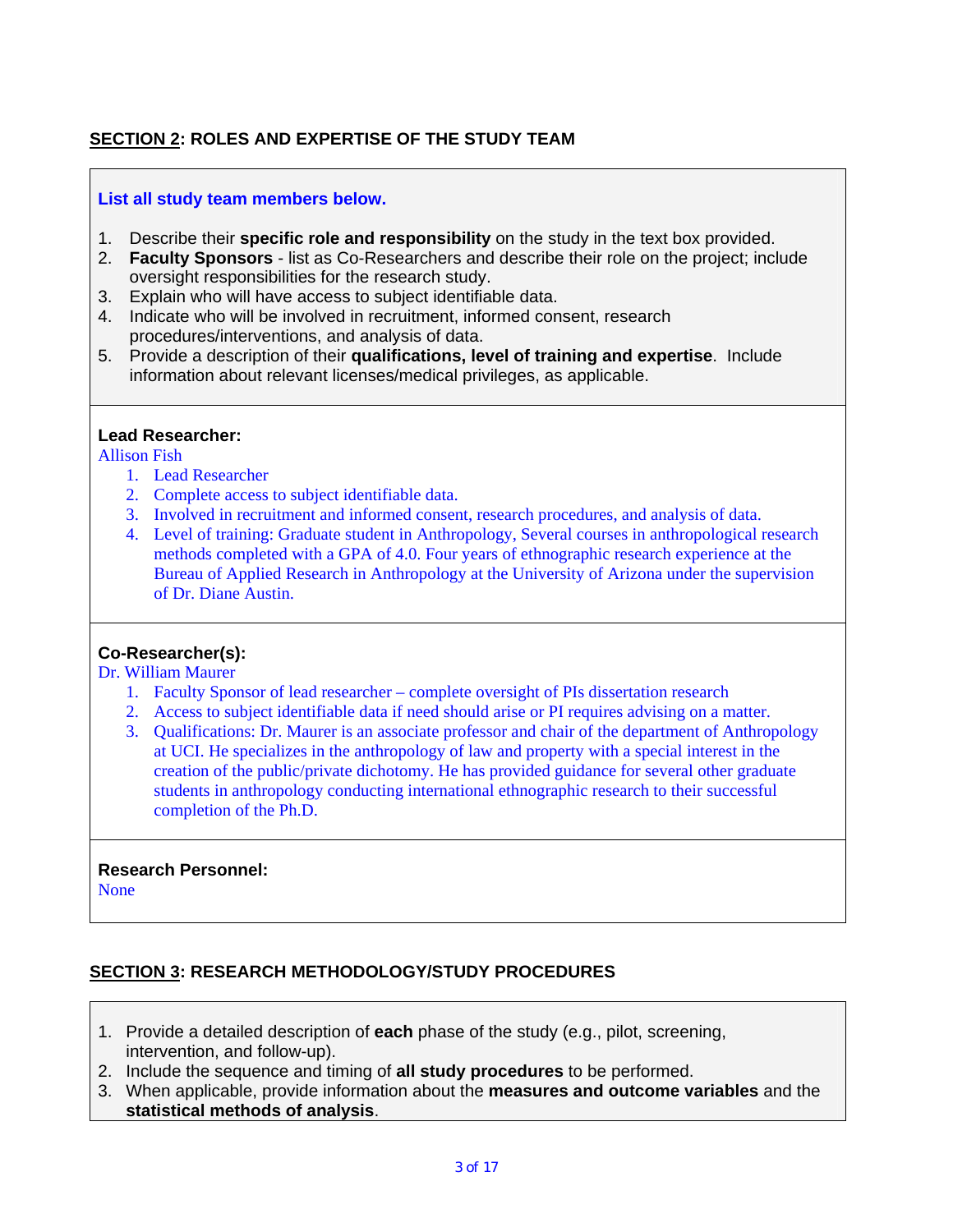## **SECTION 2**: ROLES AND EXPERTISE OF THE STUDY TEAM

**List all study team members below.**

1. Describe their **specific role and responsibility** on the study in the text box provided.
2. **Faculty Sponsors** - list as Co-Researchers and describe their role on the project; include oversight responsibilities for the research study.
3. Explain who will have access to subject identifiable data.
4. Indicate who will be involved in recruitment, informed consent, research procedures/interventions, and analysis of data.
5. Provide a description of their **qualifications, level of training and expertise**. Include information about relevant licenses/medical privileges, as applicable.

**Lead Researcher:**

Allison Fish

1. Lead Researcher
2. Complete access to subject identifiable data.
3. Involved in recruitment and informed consent, research procedures, and analysis of data.
4. Level of training: Graduate student in Anthropology, Several courses in anthropological research methods completed with a GPA of 4.0. Four years of ethnographic research experience at the Bureau of Applied Research in Anthropology at the University of Arizona under the supervision of Dr. Diane Austin.

**Co-Researcher(s):**

Dr. William Maurer

1. Faculty Sponsor of lead researcher – complete oversight of PIs dissertation research
2. Access to subject identifiable data if need should arise or PI requires advising on a matter.
3. Qualifications: Dr. Maurer is an associate professor and chair of the department of Anthropology at UCI. He specializes in the anthropology of law and property with a special interest in the creation of the public/private dichotomy. He has provided guidance for several other graduate students in anthropology conducting international ethnographic research to their successful completion of the Ph.D.

**Research Personnel:**

None

## **SECTION 3**: RESEARCH METHODOLOGY/STUDY PROCEDURES

1. Provide a detailed description of **each** phase of the study (e.g., pilot, screening, intervention, and follow-up).
2. Include the sequence and timing of **all study procedures** to be performed.
3. When applicable, provide information about the **measures and outcome variables** and the **statistical methods of analysis**.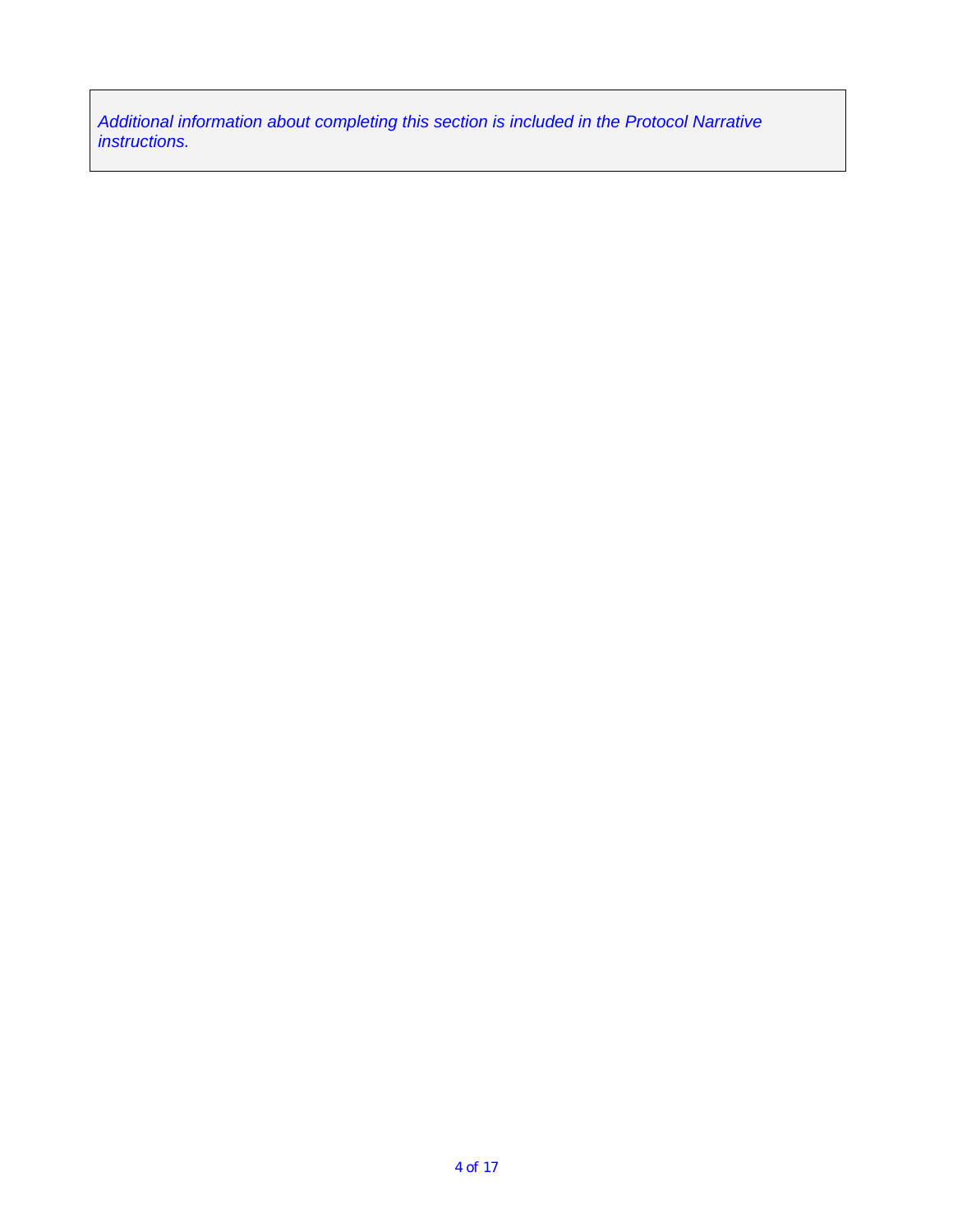*Additional information about completing this section is included in the Protocol Narrative instructions.*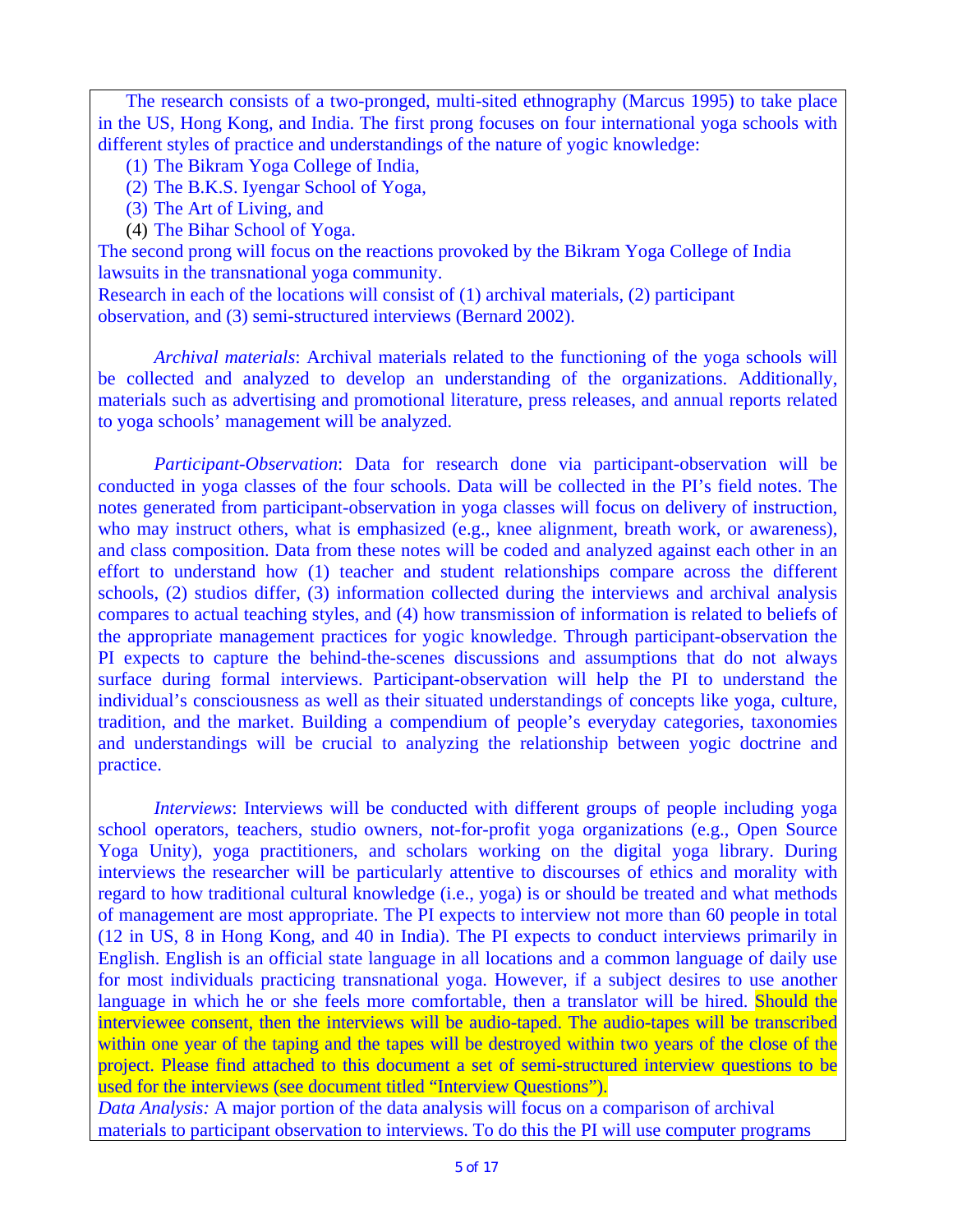The research consists of a two-pronged, multi-sited ethnography (Marcus 1995) to take place in the US, Hong Kong, and India. The first prong focuses on four international yoga schools with different styles of practice and understandings of the nature of yogic knowledge:

(1) The Bikram Yoga College of India,
(2) The B.K.S. Iyengar School of Yoga,
(3) The Art of Living, and
(4) The Bihar School of Yoga.

The second prong will focus on the reactions provoked by the Bikram Yoga College of India lawsuits in the transnational yoga community.

Research in each of the locations will consist of (1) archival materials, (2) participant observation, and (3) semi-structured interviews (Bernard 2002).

*Archival materials*: Archival materials related to the functioning of the yoga schools will be collected and analyzed to develop an understanding of the organizations. Additionally, materials such as advertising and promotional literature, press releases, and annual reports related to yoga schools' management will be analyzed.

*Participant-Observation*: Data for research done via participant-observation will be conducted in yoga classes of the four schools. Data will be collected in the PI's field notes. The notes generated from participant-observation in yoga classes will focus on delivery of instruction, who may instruct others, what is emphasized (e.g., knee alignment, breath work, or awareness), and class composition. Data from these notes will be coded and analyzed against each other in an effort to understand how (1) teacher and student relationships compare across the different schools, (2) studios differ, (3) information collected during the interviews and archival analysis compares to actual teaching styles, and (4) how transmission of information is related to beliefs of the appropriate management practices for yogic knowledge. Through participant-observation the PI expects to capture the behind-the-scenes discussions and assumptions that do not always surface during formal interviews. Participant-observation will help the PI to understand the individual's consciousness as well as their situated understandings of concepts like yoga, culture, tradition, and the market. Building a compendium of people's everyday categories, taxonomies and understandings will be crucial to analyzing the relationship between yogic doctrine and practice.

*Interviews*: Interviews will be conducted with different groups of people including yoga school operators, teachers, studio owners, not-for-profit yoga organizations (e.g., Open Source Yoga Unity), yoga practitioners, and scholars working on the digital yoga library. During interviews the researcher will be particularly attentive to discourses of ethics and morality with regard to how traditional cultural knowledge (i.e., yoga) is or should be treated and what methods of management are most appropriate. The PI expects to interview not more than 60 people in total (12 in US, 8 in Hong Kong, and 40 in India). The PI expects to conduct interviews primarily in English. English is an official state language in all locations and a common language of daily use for most individuals practicing transnational yoga. However, if a subject desires to use another language in which he or she feels more comfortable, then a translator will be hired. Should the interviewee consent, then the interviews will be audio-taped. The audio-tapes will be transcribed within one year of the taping and the tapes will be destroyed within two years of the close of the project. Please find attached to this document a set of semi-structured interview questions to be used for the interviews (see document titled "Interview Questions").

*Data Analysis:* A major portion of the data analysis will focus on a comparison of archival materials to participant observation to interviews. To do this the PI will use computer programs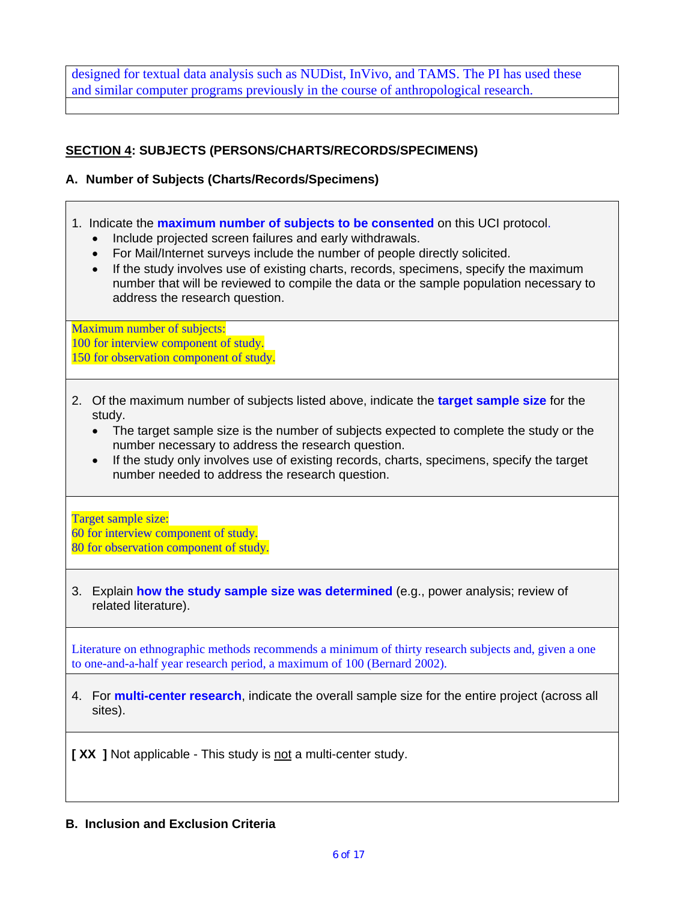designed for textual data analysis such as NUDist, InVivo, and TAMS. The PI has used these and similar computer programs previously in the course of anthropological research.

## SECTION 4: SUBJECTS (PERSONS/CHARTS/RECORDS/SPECIMENS)

### A. Number of Subjects (Charts/Records/Specimens)

1. Indicate the **maximum number of subjects to be consented** on this UCI protocol.
   - Include projected screen failures and early withdrawals.
   - For Mail/Internet surveys include the number of people directly solicited.
   - If the study involves use of existing charts, records, specimens, specify the maximum number that will be reviewed to compile the data or the sample population necessary to address the research question.

Maximum number of subjects:
100 for interview component of study.
150 for observation component of study.

2. Of the maximum number of subjects listed above, indicate the **target sample size** for the study.
   - The target sample size is the number of subjects expected to complete the study or the number necessary to address the research question.
   - If the study only involves use of existing records, charts, specimens, specify the target number needed to address the research question.

Target sample size:
60 for interview component of study.
80 for observation component of study.

3. Explain **how the study sample size was determined** (e.g., power analysis; review of related literature).

Literature on ethnographic methods recommends a minimum of thirty research subjects and, given a one to one-and-a-half year research period, a maximum of 100 (Bernard 2002).

4. For **multi-center research**, indicate the overall sample size for the entire project (across all sites).

**[ XX ]** Not applicable - This study is not a multi-center study.

### B. Inclusion and Exclusion Criteria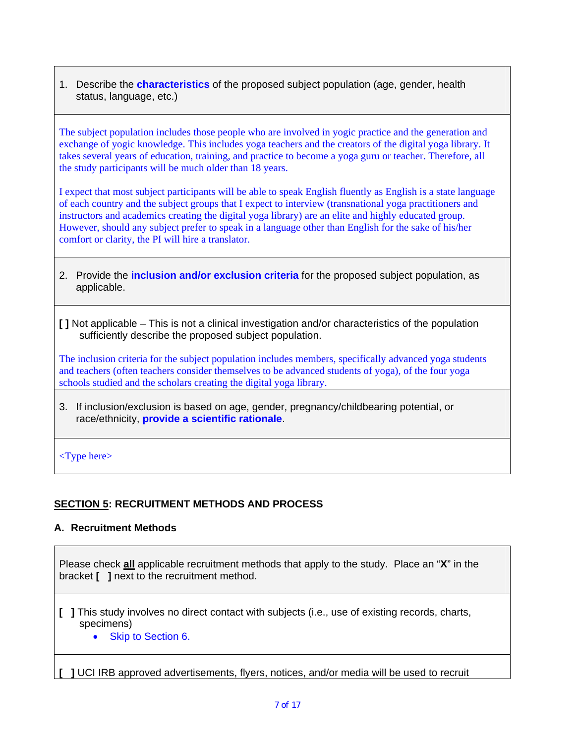1. Describe the **characteristics** of the proposed subject population (age, gender, health status, language, etc.)

The subject population includes those people who are involved in yogic practice and the generation and exchange of yogic knowledge. This includes yoga teachers and the creators of the digital yoga library. It takes several years of education, training, and practice to become a yoga guru or teacher. Therefore, all the study participants will be much older than 18 years.

I expect that most subject participants will be able to speak English fluently as English is a state language of each country and the subject groups that I expect to interview (transnational yoga practitioners and instructors and academics creating the digital yoga library) are an elite and highly educated group. However, should any subject prefer to speak in a language other than English for the sake of his/her comfort or clarity, the PI will hire a translator.

2. Provide the **inclusion and/or exclusion criteria** for the proposed subject population, as applicable.

**[ ]** Not applicable – This is not a clinical investigation and/or characteristics of the population sufficiently describe the proposed subject population.

The inclusion criteria for the subject population includes members, specifically advanced yoga students and teachers (often teachers consider themselves to be advanced students of yoga), of the four yoga schools studied and the scholars creating the digital yoga library.

3. If inclusion/exclusion is based on age, gender, pregnancy/childbearing potential, or race/ethnicity, **provide a scientific rationale**.

<Type here>

## SECTION 5: RECRUITMENT METHODS AND PROCESS

### A. Recruitment Methods

Please check **all** applicable recruitment methods that apply to the study. Place an "**X**" in the bracket **[ ]** next to the recruitment method.

**[ ]** This study involves no direct contact with subjects (i.e., use of existing records, charts, specimens)
- Skip to Section 6.

**[ ]** UCI IRB approved advertisements, flyers, notices, and/or media will be used to recruit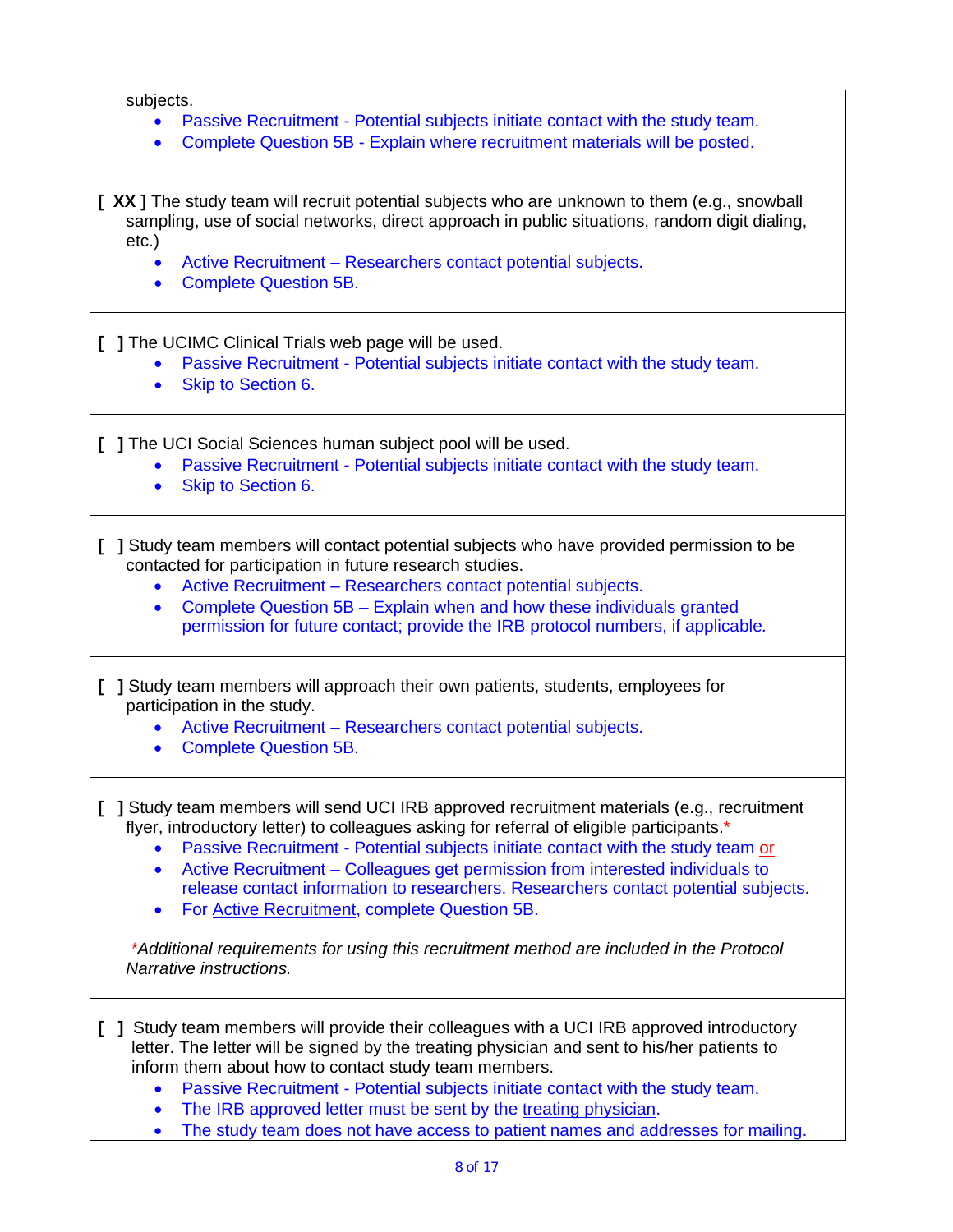subjects.

- Passive Recruitment - Potential subjects initiate contact with the study team.
- Complete Question 5B - Explain where recruitment materials will be posted.

**[ XX ]** The study team will recruit potential subjects who are unknown to them (e.g., snowball sampling, use of social networks, direct approach in public situations, random digit dialing, etc.)

- Active Recruitment – Researchers contact potential subjects.
- Complete Question 5B.

**[ ]** The UCIMC Clinical Trials web page will be used.

- Passive Recruitment - Potential subjects initiate contact with the study team.
- Skip to Section 6.

**[ ]** The UCI Social Sciences human subject pool will be used.

- Passive Recruitment - Potential subjects initiate contact with the study team.
- Skip to Section 6.

**[ ]** Study team members will contact potential subjects who have provided permission to be contacted for participation in future research studies.

- Active Recruitment – Researchers contact potential subjects.
- Complete Question 5B – Explain when and how these individuals granted permission for future contact; provide the IRB protocol numbers, if applicable.

**[ ]** Study team members will approach their own patients, students, employees for participation in the study.

- Active Recruitment – Researchers contact potential subjects.
- Complete Question 5B.

**[ ]** Study team members will send UCI IRB approved recruitment materials (e.g., recruitment flyer, introductory letter) to colleagues asking for referral of eligible participants.*

- Passive Recruitment - Potential subjects initiate contact with the study team or
- Active Recruitment – Colleagues get permission from interested individuals to release contact information to researchers. Researchers contact potential subjects.
- For Active Recruitment, complete Question 5B.

*\*Additional requirements for using this recruitment method are included in the Protocol Narrative instructions.*

**[ ]** Study team members will provide their colleagues with a UCI IRB approved introductory letter. The letter will be signed by the treating physician and sent to his/her patients to inform them about how to contact study team members.

- Passive Recruitment - Potential subjects initiate contact with the study team.
- The IRB approved letter must be sent by the treating physician.
- The study team does not have access to patient names and addresses for mailing.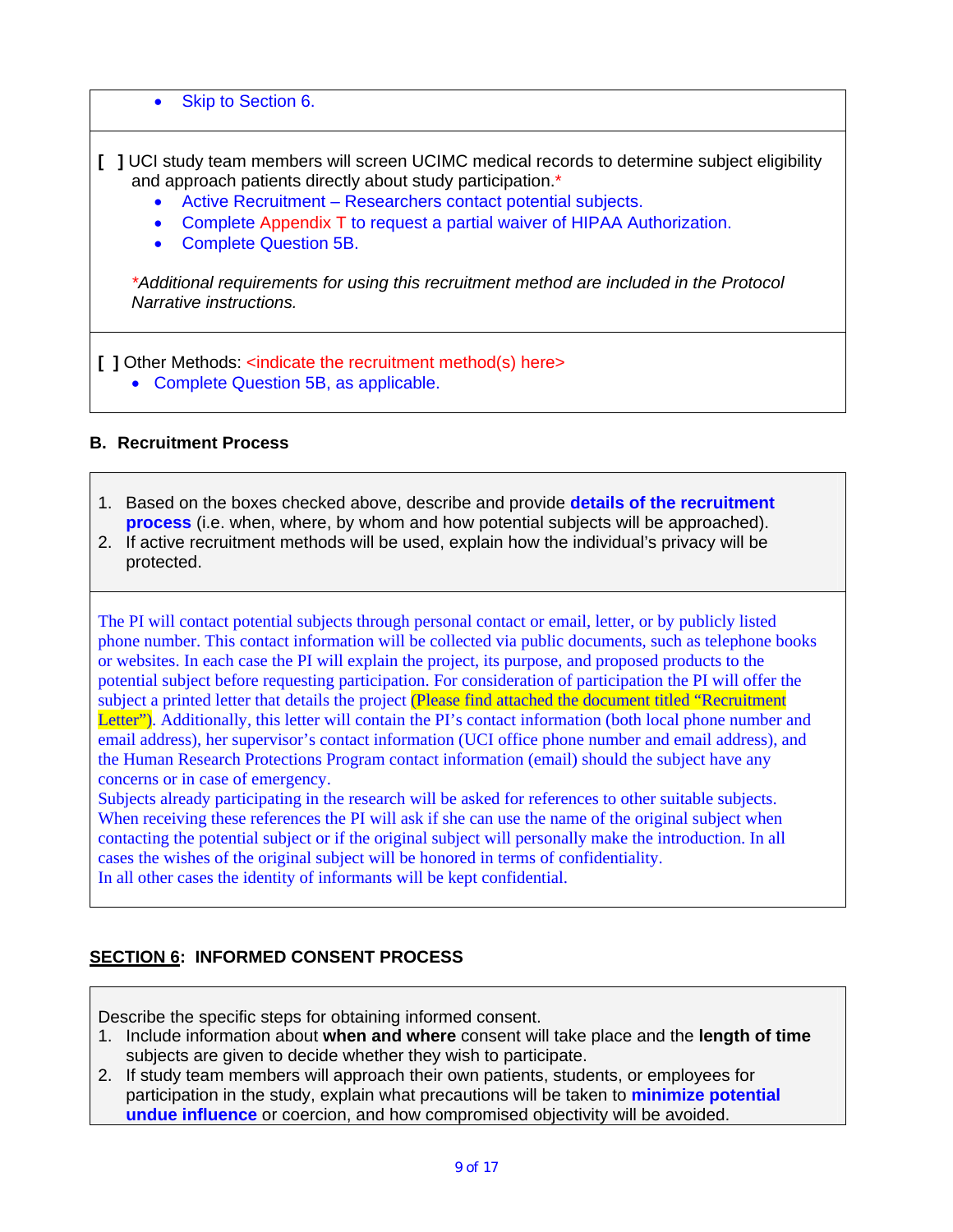- Skip to Section 6.

[ ] UCI study team members will screen UCIMC medical records to determine subject eligibility and approach patients directly about study participation.*

- Active Recruitment – Researchers contact potential subjects.
- Complete Appendix T to request a partial waiver of HIPAA Authorization.
- Complete Question 5B.

**Additional requirements for using this recruitment method are included in the Protocol Narrative instructions.*

[ ] Other Methods: <indicate the recruitment method(s) here>

- Complete Question 5B, as applicable.

### B. Recruitment Process

1. Based on the boxes checked above, describe and provide **details of the recruitment process** (i.e. when, where, by whom and how potential subjects will be approached).
2. If active recruitment methods will be used, explain how the individual's privacy will be protected.

The PI will contact potential subjects through personal contact or email, letter, or by publicly listed phone number. This contact information will be collected via public documents, such as telephone books or websites. In each case the PI will explain the project, its purpose, and proposed products to the potential subject before requesting participation. For consideration of participation the PI will offer the subject a printed letter that details the project (Please find attached the document titled "Recruitment Letter"). Additionally, this letter will contain the PI's contact information (both local phone number and email address), her supervisor's contact information (UCI office phone number and email address), and the Human Research Protections Program contact information (email) should the subject have any concerns or in case of emergency.

Subjects already participating in the research will be asked for references to other suitable subjects. When receiving these references the PI will ask if she can use the name of the original subject when contacting the potential subject or if the original subject will personally make the introduction. In all cases the wishes of the original subject will be honored in terms of confidentiality.

In all other cases the identity of informants will be kept confidential.

## SECTION 6: INFORMED CONSENT PROCESS

Describe the specific steps for obtaining informed consent.

1. Include information about **when and where** consent will take place and the **length of time** subjects are given to decide whether they wish to participate.
2. If study team members will approach their own patients, students, or employees for participation in the study, explain what precautions will be taken to **minimize potential undue influence** or coercion, and how compromised objectivity will be avoided.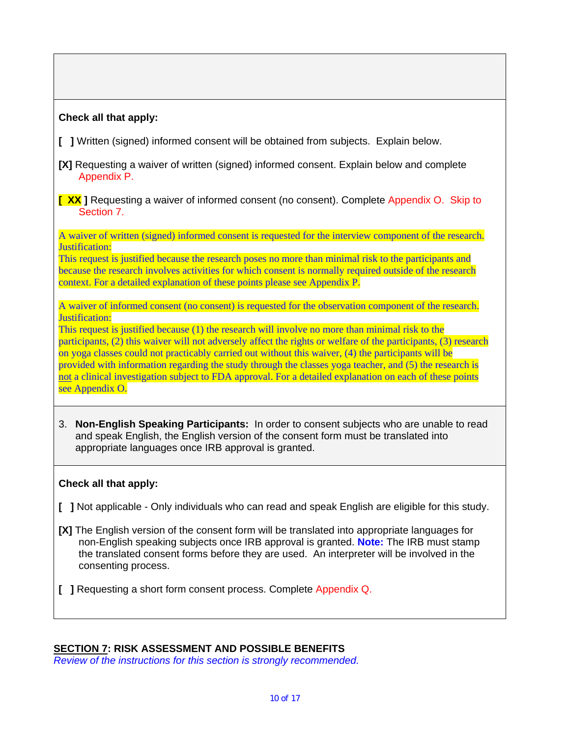**Check all that apply:**

**[ ]** Written (signed) informed consent will be obtained from subjects. Explain below.

**[X]** Requesting a waiver of written (signed) informed consent. Explain below and complete Appendix P.

**[ XX ]** Requesting a waiver of informed consent (no consent). Complete Appendix O. Skip to Section 7.

A waiver of written (signed) informed consent is requested for the interview component of the research.
Justification:
This request is justified because the research poses no more than minimal risk to the participants and because the research involves activities for which consent is normally required outside of the research context. For a detailed explanation of these points please see Appendix P.

A waiver of informed consent (no consent) is requested for the observation component of the research.
Justification:
This request is justified because (1) the research will involve no more than minimal risk to the participants, (2) this waiver will not adversely affect the rights or welfare of the participants, (3) research on yoga classes could not practicably carried out without this waiver, (4) the participants will be provided with information regarding the study through the classes yoga teacher, and (5) the research is not a clinical investigation subject to FDA approval. For a detailed explanation on each of these points see Appendix O.

3. **Non-English Speaking Participants:** In order to consent subjects who are unable to read and speak English, the English version of the consent form must be translated into appropriate languages once IRB approval is granted.

**Check all that apply:**

**[ ]** Not applicable - Only individuals who can read and speak English are eligible for this study.

**[X]** The English version of the consent form will be translated into appropriate languages for non-English speaking subjects once IRB approval is granted. **Note:** The IRB must stamp the translated consent forms before they are used. An interpreter will be involved in the consenting process.

**[ ]** Requesting a short form consent process. Complete Appendix Q.

## SECTION 7: RISK ASSESSMENT AND POSSIBLE BENEFITS

*Review of the instructions for this section is strongly recommended.*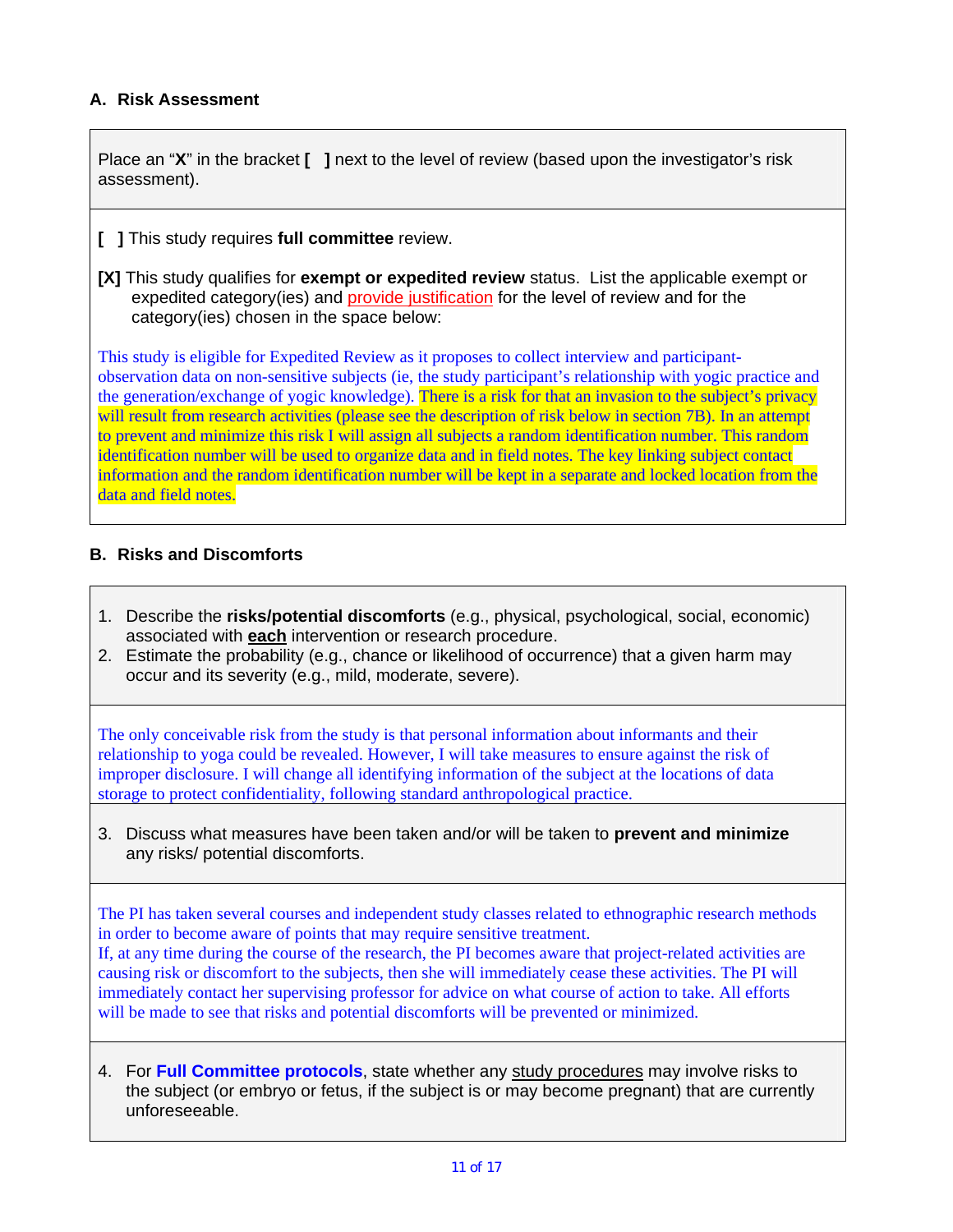### A. Risk Assessment

Place an "**X**" in the bracket **[ ]** next to the level of review (based upon the investigator's risk assessment).

**[ ]** This study requires **full committee** review.

**[X]** This study qualifies for **exempt or expedited review** status. List the applicable exempt or expedited category(ies) and provide justification for the level of review and for the category(ies) chosen in the space below:

This study is eligible for Expedited Review as it proposes to collect interview and participant-observation data on non-sensitive subjects (ie, the study participant's relationship with yogic practice and the generation/exchange of yogic knowledge). There is a risk for that an invasion to the subject's privacy will result from research activities (please see the description of risk below in section 7B). In an attempt to prevent and minimize this risk I will assign all subjects a random identification number. This random identification number will be used to organize data and in field notes. The key linking subject contact information and the random identification number will be kept in a separate and locked location from the data and field notes.

### B. Risks and Discomforts

1. Describe the **risks/potential discomforts** (e.g., physical, psychological, social, economic) associated with **each** intervention or research procedure.
2. Estimate the probability (e.g., chance or likelihood of occurrence) that a given harm may occur and its severity (e.g., mild, moderate, severe).

The only conceivable risk from the study is that personal information about informants and their relationship to yoga could be revealed. However, I will take measures to ensure against the risk of improper disclosure. I will change all identifying information of the subject at the locations of data storage to protect confidentiality, following standard anthropological practice.

3. Discuss what measures have been taken and/or will be taken to **prevent and minimize** any risks/ potential discomforts.

The PI has taken several courses and independent study classes related to ethnographic research methods in order to become aware of points that may require sensitive treatment.
If, at any time during the course of the research, the PI becomes aware that project-related activities are causing risk or discomfort to the subjects, then she will immediately cease these activities. The PI will immediately contact her supervising professor for advice on what course of action to take. All efforts will be made to see that risks and potential discomforts will be prevented or minimized.

4. For **Full Committee protocols**, state whether any study procedures may involve risks to the subject (or embryo or fetus, if the subject is or may become pregnant) that are currently unforeseeable.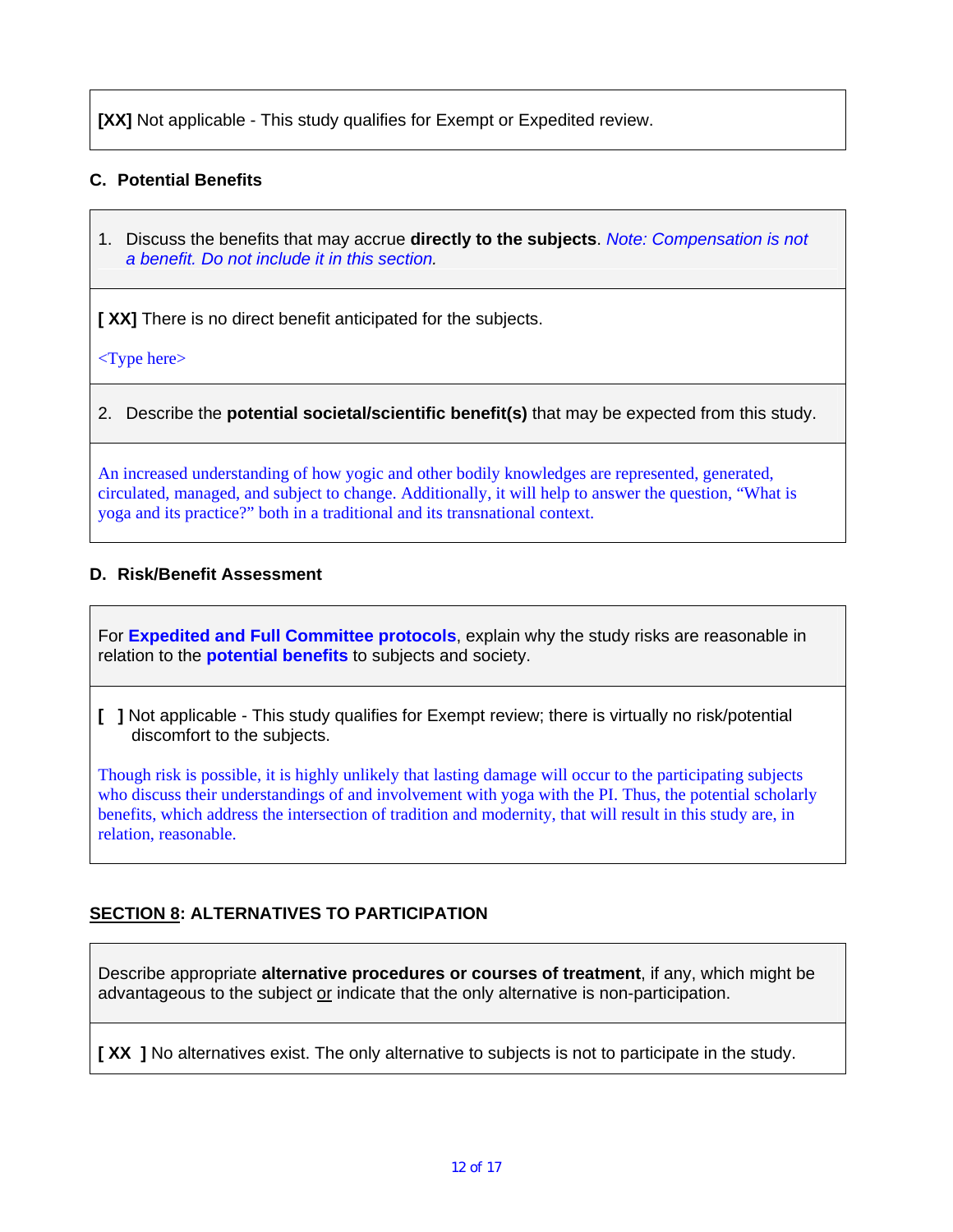**[XX]** Not applicable - This study qualifies for Exempt or Expedited review.

### C. Potential Benefits

1. Discuss the benefits that may accrue **directly to the subjects**. *Note: Compensation is not a benefit. Do not include it in this section.*

**[ XX]** There is no direct benefit anticipated for the subjects.

<Type here>

2. Describe the **potential societal/scientific benefit(s)** that may be expected from this study.

An increased understanding of how yogic and other bodily knowledges are represented, generated, circulated, managed, and subject to change. Additionally, it will help to answer the question, "What is yoga and its practice?" both in a traditional and its transnational context.

### D. Risk/Benefit Assessment

For **Expedited and Full Committee protocols**, explain why the study risks are reasonable in relation to the **potential benefits** to subjects and society.

**[ ]** Not applicable - This study qualifies for Exempt review; there is virtually no risk/potential discomfort to the subjects.

Though risk is possible, it is highly unlikely that lasting damage will occur to the participating subjects who discuss their understandings of and involvement with yoga with the PI. Thus, the potential scholarly benefits, which address the intersection of tradition and modernity, that will result in this study are, in relation, reasonable.

## SECTION 8: ALTERNATIVES TO PARTICIPATION

Describe appropriate **alternative procedures or courses of treatment**, if any, which might be advantageous to the subject or indicate that the only alternative is non-participation.

**[ XX ]** No alternatives exist. The only alternative to subjects is not to participate in the study.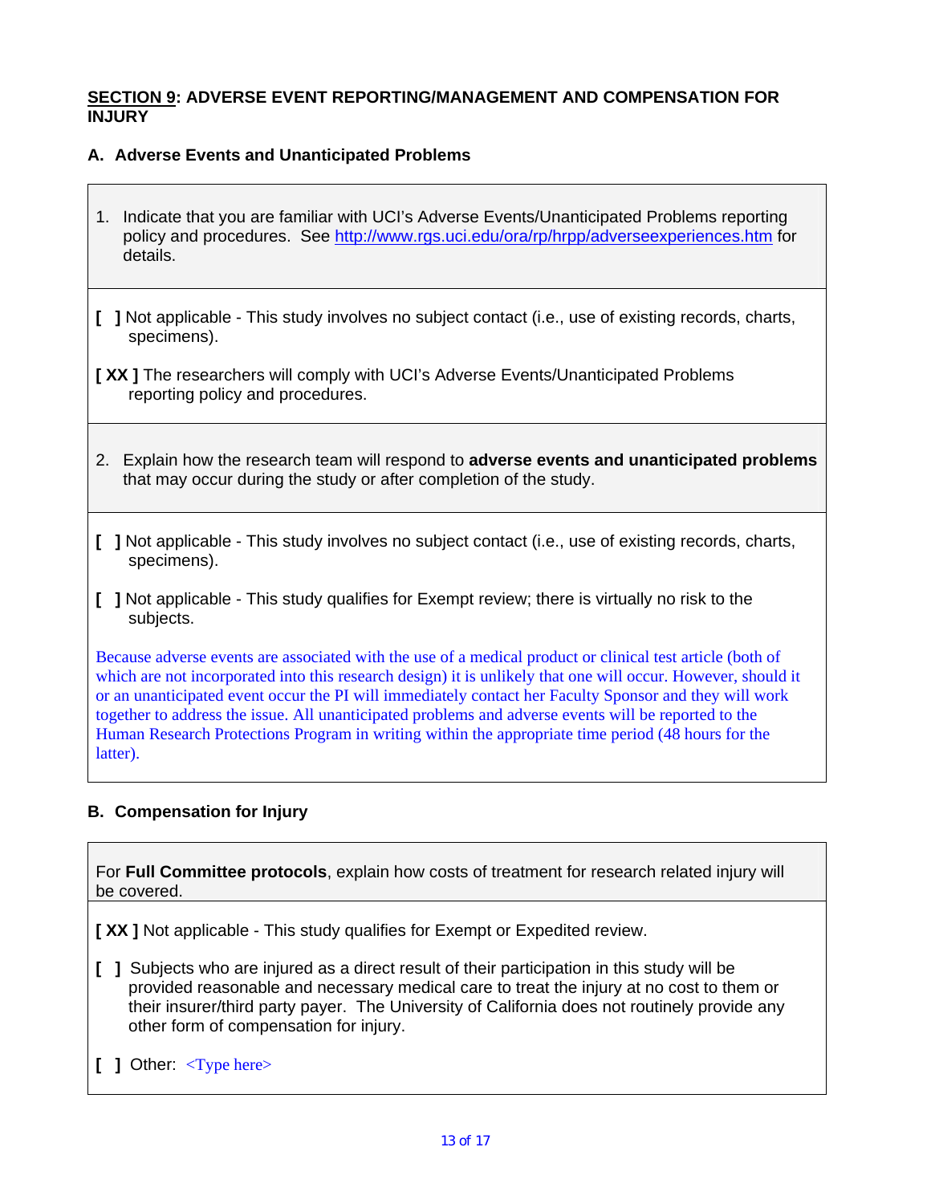**SECTION 9: ADVERSE EVENT REPORTING/MANAGEMENT AND COMPENSATION FOR INJURY**

**A. Adverse Events and Unanticipated Problems**

1. Indicate that you are familiar with UCI's Adverse Events/Unanticipated Problems reporting policy and procedures. See http://www.rgs.uci.edu/ora/rp/hrpp/adverseexperiences.htm for details.

**[ ]** Not applicable - This study involves no subject contact (i.e., use of existing records, charts, specimens).

**[ XX ]** The researchers will comply with UCI's Adverse Events/Unanticipated Problems reporting policy and procedures.

2. Explain how the research team will respond to **adverse events and unanticipated problems** that may occur during the study or after completion of the study.

**[ ]** Not applicable - This study involves no subject contact (i.e., use of existing records, charts, specimens).

**[ ]** Not applicable - This study qualifies for Exempt review; there is virtually no risk to the subjects.

Because adverse events are associated with the use of a medical product or clinical test article (both of which are not incorporated into this research design) it is unlikely that one will occur. However, should it or an unanticipated event occur the PI will immediately contact her Faculty Sponsor and they will work together to address the issue. All unanticipated problems and adverse events will be reported to the Human Research Protections Program in writing within the appropriate time period (48 hours for the latter).

**B. Compensation for Injury**

For **Full Committee protocols**, explain how costs of treatment for research related injury will be covered.

**[ XX ]** Not applicable - This study qualifies for Exempt or Expedited review.

**[ ]** Subjects who are injured as a direct result of their participation in this study will be provided reasonable and necessary medical care to treat the injury at no cost to them or their insurer/third party payer. The University of California does not routinely provide any other form of compensation for injury.

**[ ]** Other: <Type here>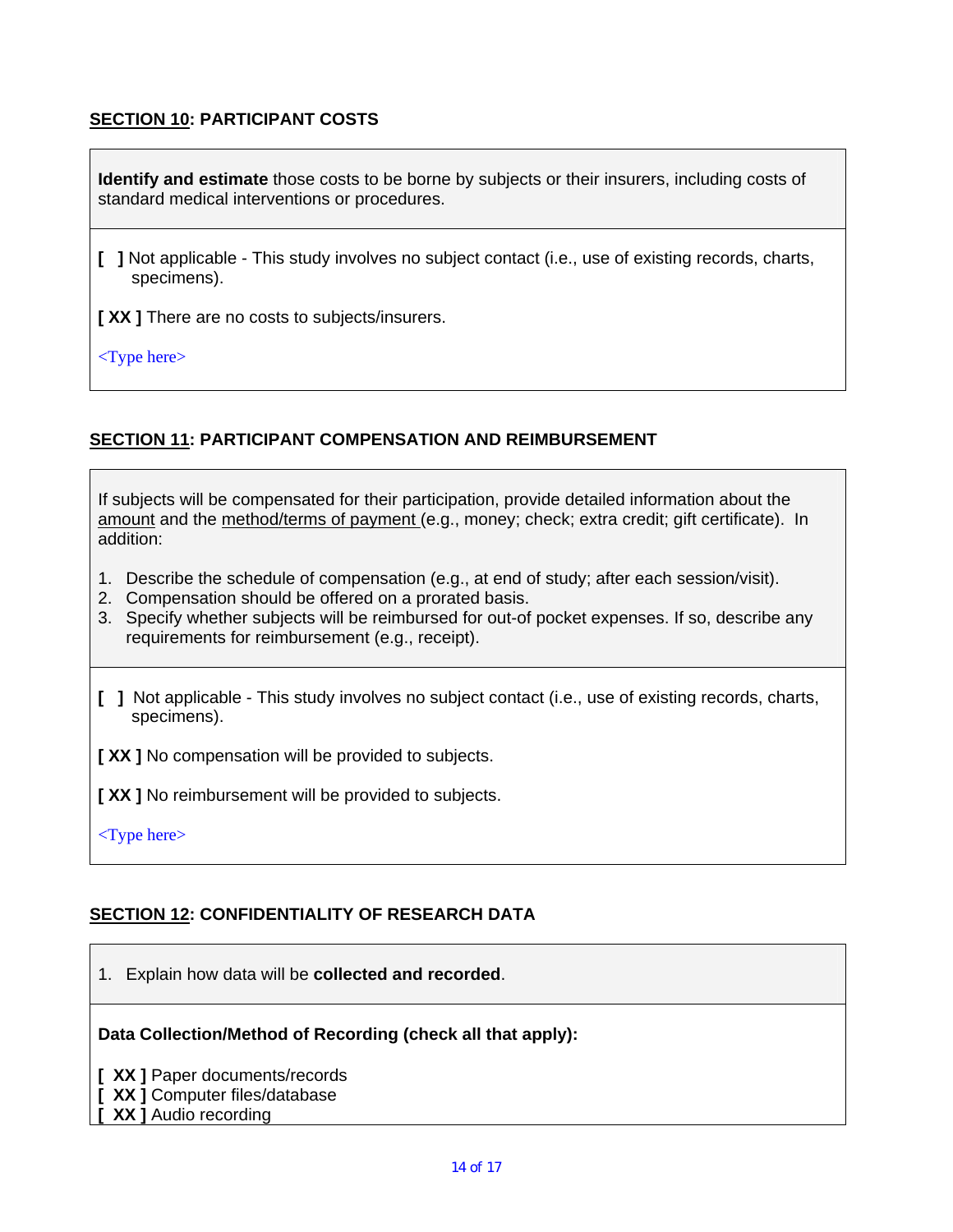**SECTION 10: PARTICIPANT COSTS**

**Identify and estimate** those costs to be borne by subjects or their insurers, including costs of standard medical interventions or procedures.

**[ ]** Not applicable - This study involves no subject contact (i.e., use of existing records, charts, specimens).

**[ XX ]** There are no costs to subjects/insurers.

<Type here>

**SECTION 11: PARTICIPANT COMPENSATION AND REIMBURSEMENT**

If subjects will be compensated for their participation, provide detailed information about the amount and the method/terms of payment (e.g., money; check; extra credit; gift certificate). In addition:

1. Describe the schedule of compensation (e.g., at end of study; after each session/visit).
2. Compensation should be offered on a prorated basis.
3. Specify whether subjects will be reimbursed for out-of pocket expenses. If so, describe any requirements for reimbursement (e.g., receipt).

**[ ]** Not applicable - This study involves no subject contact (i.e., use of existing records, charts, specimens).

**[ XX ]** No compensation will be provided to subjects.

**[ XX ]** No reimbursement will be provided to subjects.

<Type here>

**SECTION 12: CONFIDENTIALITY OF RESEARCH DATA**

1. Explain how data will be **collected and recorded**.

**Data Collection/Method of Recording (check all that apply):**

**[ XX ]** Paper documents/records
**[ XX ]** Computer files/database
**[ XX ]** Audio recording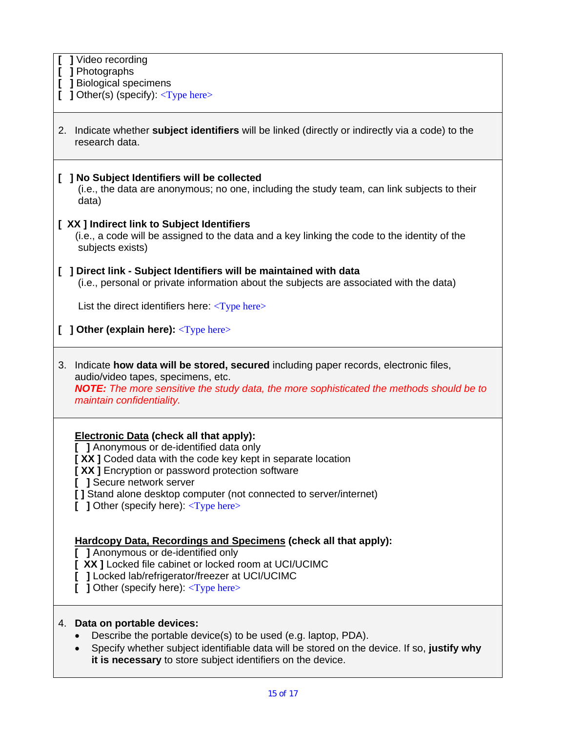[ ] Video recording
[ ] Photographs
[ ] Biological specimens
[ ] Other(s) (specify): <Type here>

2. Indicate whether **subject identifiers** will be linked (directly or indirectly via a code) to the research data.

**[ ] No Subject Identifiers will be collected**
(i.e., the data are anonymous; no one, including the study team, can link subjects to their data)

**[ XX ] Indirect link to Subject Identifiers**
(i.e., a code will be assigned to the data and a key linking the code to the identity of the subjects exists)

**[ ] Direct link - Subject Identifiers will be maintained with data**
(i.e., personal or private information about the subjects are associated with the data)

List the direct identifiers here: <Type here>

**[ ] Other (explain here):** <Type here>

3. Indicate **how data will be stored, secured** including paper records, electronic files, audio/video tapes, specimens, etc.
***NOTE:*** *The more sensitive the study data, the more sophisticated the methods should be to maintain confidentiality.*

**Electronic Data (check all that apply):**
[ ] Anonymous or de-identified data only
**[ XX ]** Coded data with the code key kept in separate location
**[ XX ]** Encryption or password protection software
[ ] Secure network server
[ ] Stand alone desktop computer (not connected to server/internet)
[ ] Other (specify here): <Type here>

**Hardcopy Data, Recordings and Specimens (check all that apply):**
[ ] Anonymous or de-identified only
**[ XX ]** Locked file cabinet or locked room at UCI/UCIMC
[ ] Locked lab/refrigerator/freezer at UCI/UCIMC
[ ] Other (specify here): <Type here>

4. **Data on portable devices:**
   - Describe the portable device(s) to be used (e.g. laptop, PDA).
   - Specify whether subject identifiable data will be stored on the device. If so, **justify why it is necessary** to store subject identifiers on the device.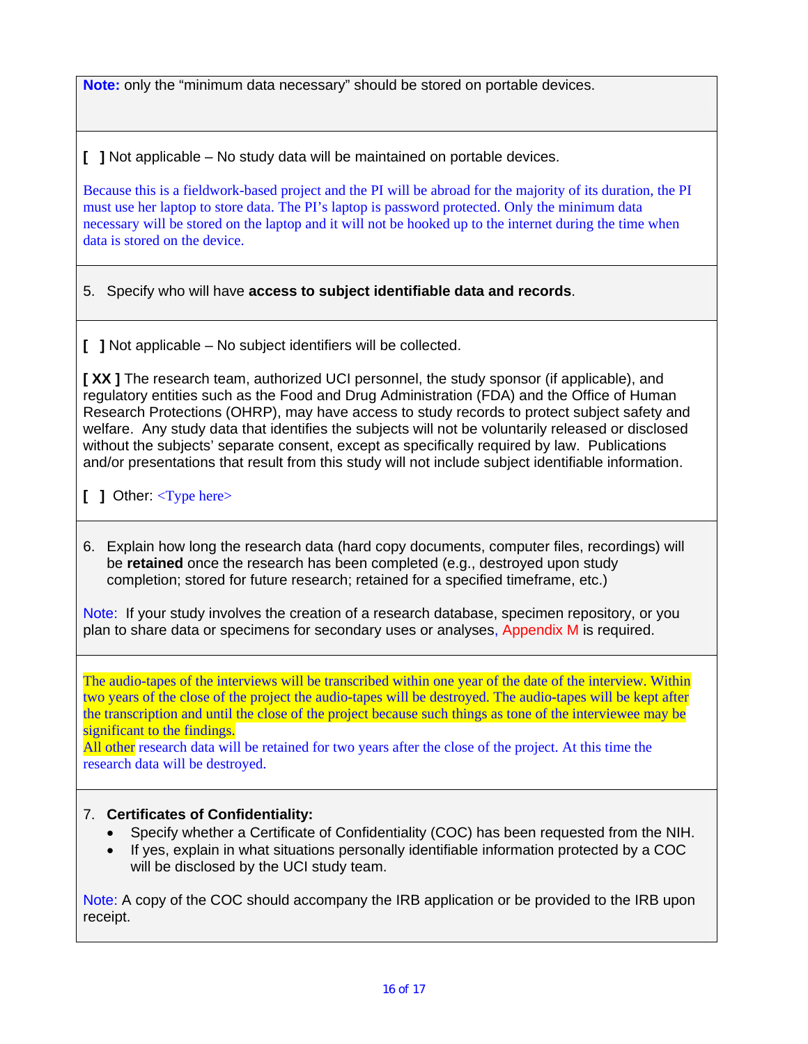**Note:** only the "minimum data necessary" should be stored on portable devices.

**[ ]** Not applicable – No study data will be maintained on portable devices.

Because this is a fieldwork-based project and the PI will be abroad for the majority of its duration, the PI must use her laptop to store data. The PI's laptop is password protected. Only the minimum data necessary will be stored on the laptop and it will not be hooked up to the internet during the time when data is stored on the device.

5. Specify who will have **access to subject identifiable data and records**.

**[ ]** Not applicable – No subject identifiers will be collected.

**[ XX ]** The research team, authorized UCI personnel, the study sponsor (if applicable), and regulatory entities such as the Food and Drug Administration (FDA) and the Office of Human Research Protections (OHRP), may have access to study records to protect subject safety and welfare. Any study data that identifies the subjects will not be voluntarily released or disclosed without the subjects' separate consent, except as specifically required by law. Publications and/or presentations that result from this study will not include subject identifiable information.

**[ ]** Other: <Type here>

6. Explain how long the research data (hard copy documents, computer files, recordings) will be **retained** once the research has been completed (e.g., destroyed upon study completion; stored for future research; retained for a specified timeframe, etc.)

Note: If your study involves the creation of a research database, specimen repository, or you plan to share data or specimens for secondary uses or analyses, Appendix M is required.

The audio-tapes of the interviews will be transcribed within one year of the date of the interview. Within two years of the close of the project the audio-tapes will be destroyed. The audio-tapes will be kept after the transcription and until the close of the project because such things as tone of the interviewee may be significant to the findings.
All other research data will be retained for two years after the close of the project. At this time the research data will be destroyed.

7. **Certificates of Confidentiality:**
   - Specify whether a Certificate of Confidentiality (COC) has been requested from the NIH.
   - If yes, explain in what situations personally identifiable information protected by a COC will be disclosed by the UCI study team.

Note: A copy of the COC should accompany the IRB application or be provided to the IRB upon receipt.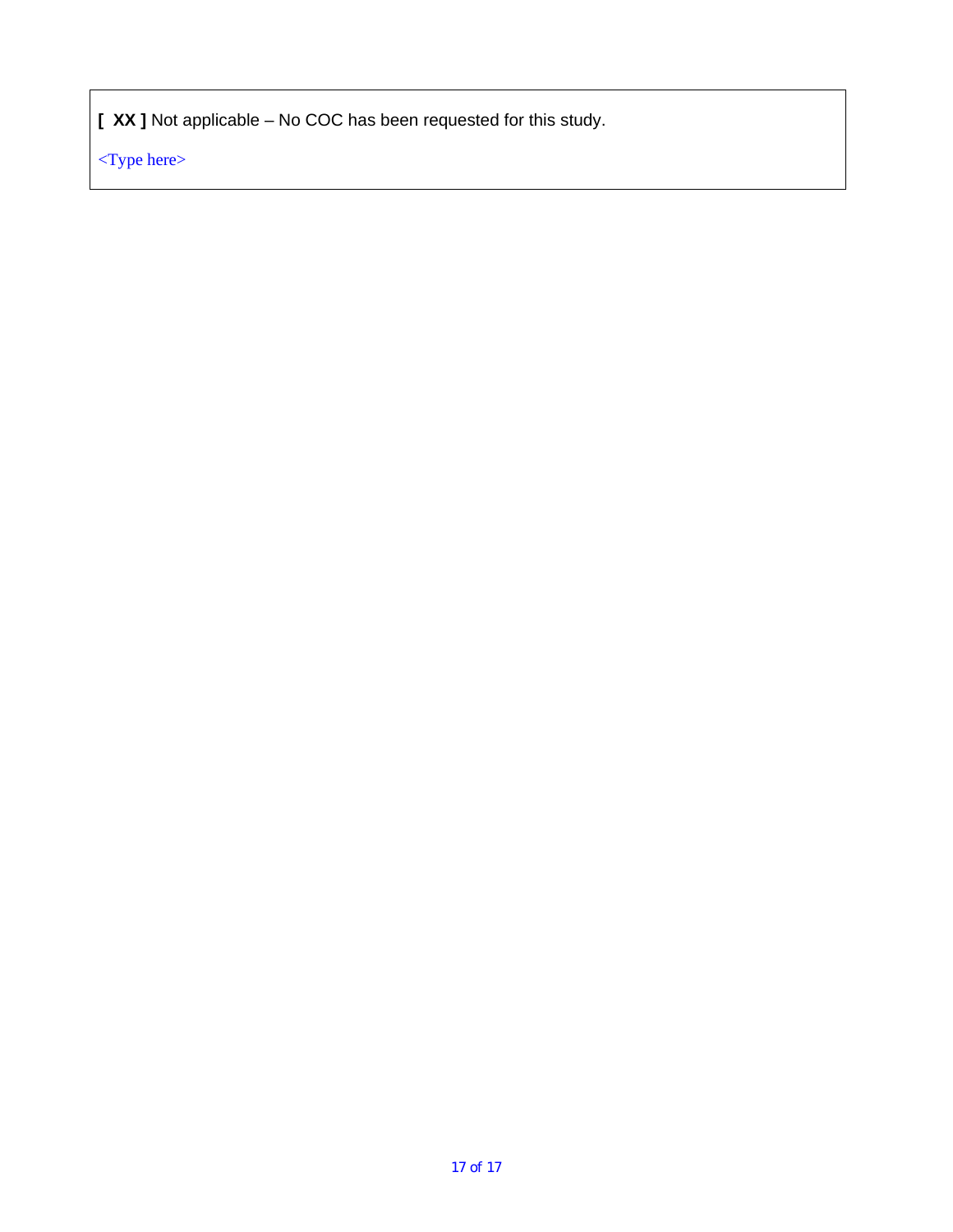**[ XX ]** Not applicable – No COC has been requested for this study.

<Type here>